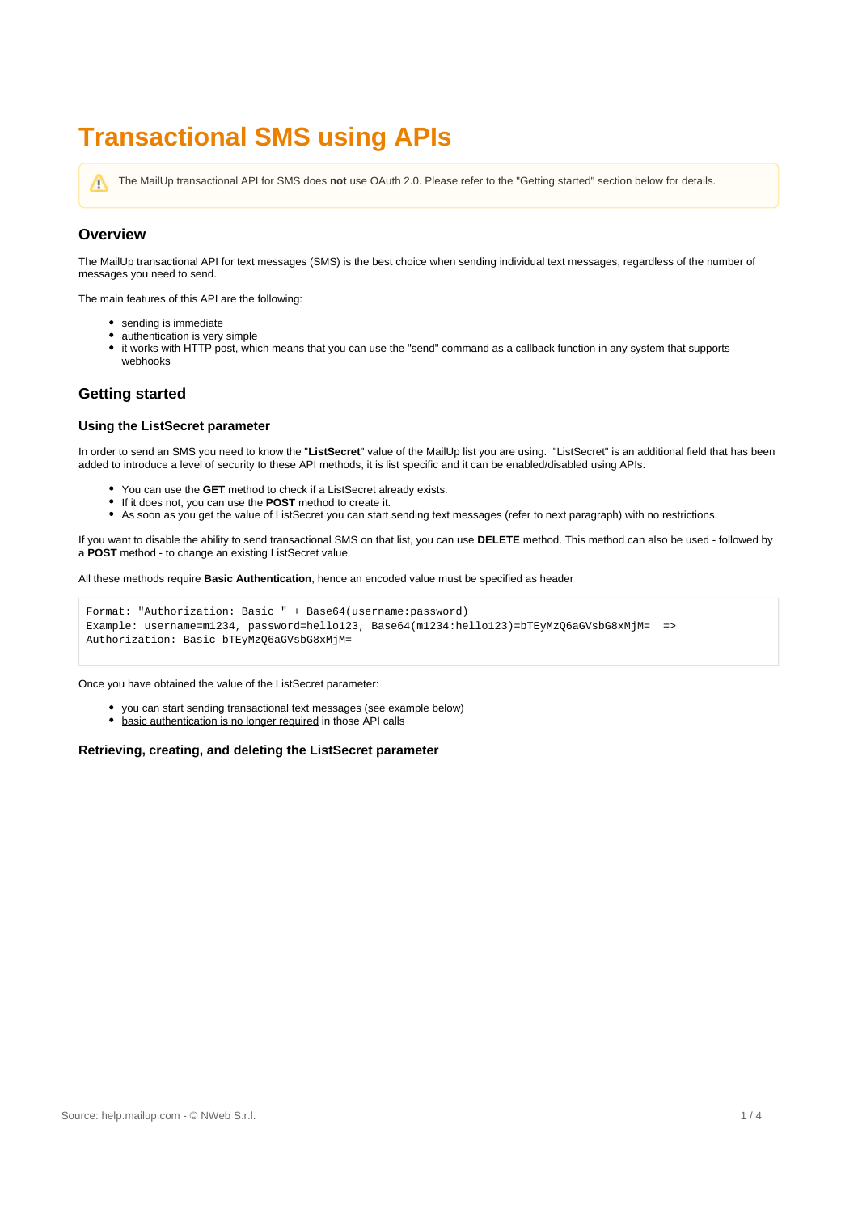# Transactional SMS using APIs

> ⚠ The MailUp transactional API for SMS does **not** use OAuth 2.0. Please refer to the "Getting started" section below for details.

## Overview

The MailUp transactional API for text messages (SMS) is the best choice when sending individual text messages, regardless of the number of messages you need to send.

The main features of this API are the following:

- sending is immediate
- authentication is very simple
- it works with HTTP post, which means that you can use the "send" command as a callback function in any system that supports webhooks

## Getting started

### Using the ListSecret parameter

In order to send an SMS you need to know the "**ListSecret**" value of the MailUp list you are using.  "ListSecret" is an additional field that has been added to introduce a level of security to these API methods, it is list specific and it can be enabled/disabled using APIs.

- You can use the **GET** method to check if a ListSecret already exists.
- If it does not, you can use the **POST** method to create it.
- As soon as you get the value of ListSecret you can start sending text messages (refer to next paragraph) with no restrictions.

If you want to disable the ability to send transactional SMS on that list, you can use **DELETE** method. This method can also be used - followed by a **POST** method - to change an existing ListSecret value.

All these methods require **Basic Authentication**, hence an encoded value must be specified as header

```
Format: "Authorization: Basic " + Base64(username:password)
Example: username=m1234, password=hello123, Base64(m1234:hello123)=bTEyMzQ6aGVsbG8xMjM=  =>
Authorization: Basic bTEyMzQ6aGVsbG8xMjM=
```

Once you have obtained the value of the ListSecret parameter:

- you can start sending transactional text messages (see example below)
- basic authentication is no longer required in those API calls

### Retrieving, creating, and deleting the ListSecret parameter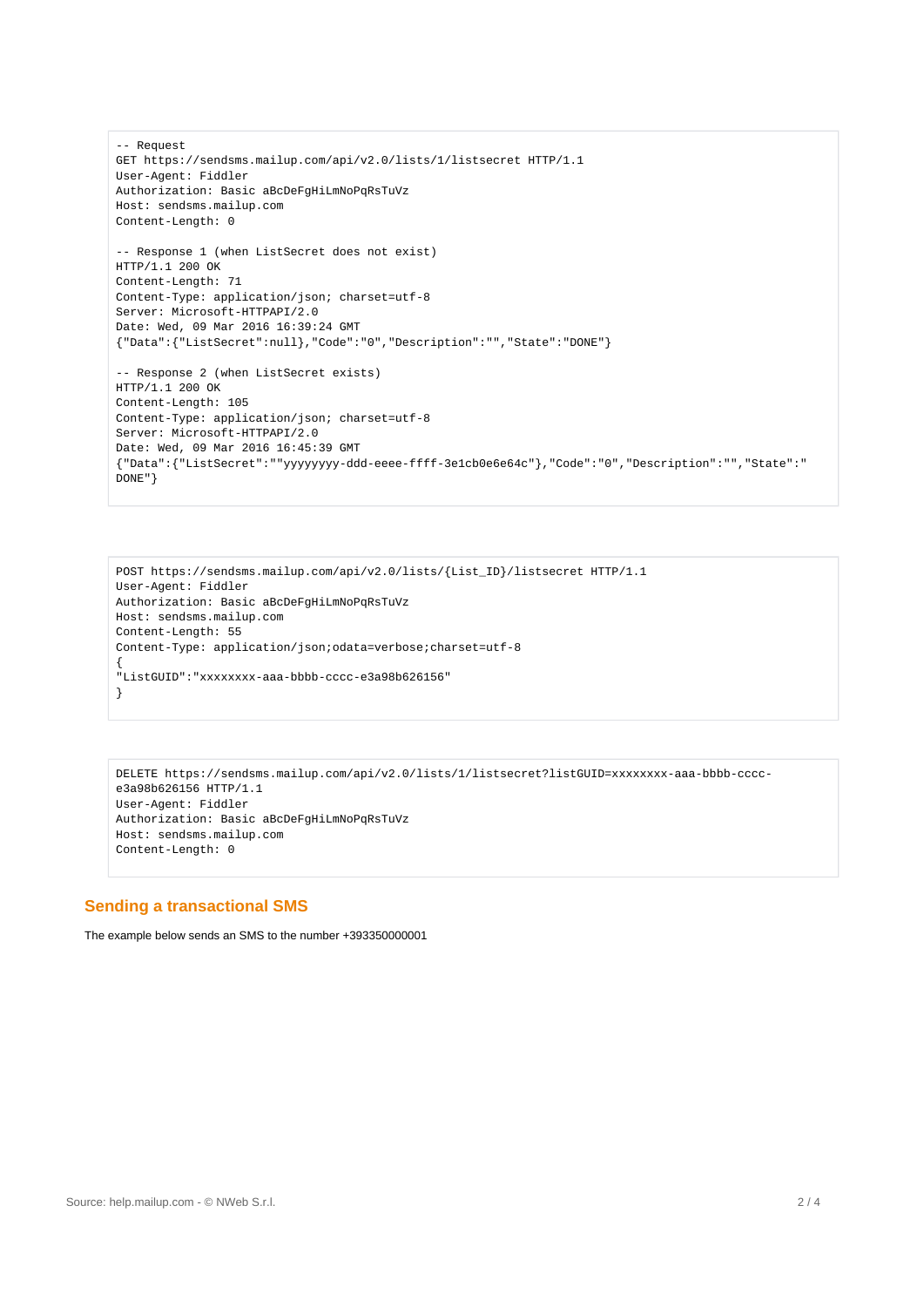```
-- Request
GET https://sendsms.mailup.com/api/v2.0/lists/1/listsecret HTTP/1.1
User-Agent: Fiddler
Authorization: Basic aBcDeFgHiLmNoPqRsTuVz
Host: sendsms.mailup.com
Content-Length: 0

-- Response 1 (when ListSecret does not exist)
HTTP/1.1 200 OK
Content-Length: 71
Content-Type: application/json; charset=utf-8
Server: Microsoft-HTTPAPI/2.0
Date: Wed, 09 Mar 2016 16:39:24 GMT
{"Data":{"ListSecret":null},"Code":"0","Description":"","State":"DONE"}

-- Response 2 (when ListSecret exists)
HTTP/1.1 200 OK
Content-Length: 105
Content-Type: application/json; charset=utf-8
Server: Microsoft-HTTPAPI/2.0
Date: Wed, 09 Mar 2016 16:45:39 GMT
{"Data":{"ListSecret":""yyyyyyyy-ddd-eeee-ffff-3e1cb0e6e64c"},"Code":"0","Description":"","State":"
DONE"}
```

```
POST https://sendsms.mailup.com/api/v2.0/lists/{List_ID}/listsecret HTTP/1.1
User-Agent: Fiddler
Authorization: Basic aBcDeFgHiLmNoPqRsTuVz
Host: sendsms.mailup.com
Content-Length: 55
Content-Type: application/json;odata=verbose;charset=utf-8
{
"ListGUID":"xxxxxxxx-aaa-bbbb-cccc-e3a98b626156"
}
```

```
DELETE https://sendsms.mailup.com/api/v2.0/lists/1/listsecret?listGUID=xxxxxxxx-aaa-bbbb-cccc-
e3a98b626156 HTTP/1.1
User-Agent: Fiddler
Authorization: Basic aBcDeFgHiLmNoPqRsTuVz
Host: sendsms.mailup.com
Content-Length: 0
```

## Sending a transactional SMS

The example below sends an SMS to the number +393350000001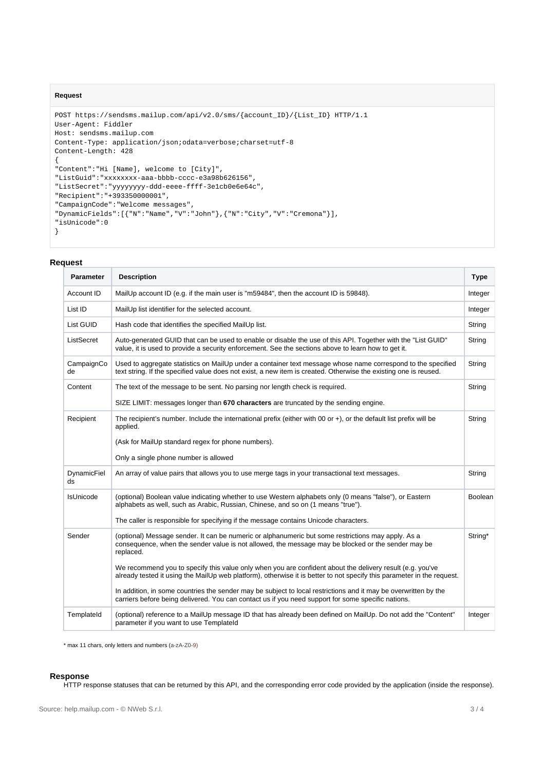**Request**

```
POST https://sendsms.mailup.com/api/v2.0/sms/{account_ID}/{List_ID} HTTP/1.1
User-Agent: Fiddler
Host: sendsms.mailup.com
Content-Type: application/json;odata=verbose;charset=utf-8
Content-Length: 428
{
"Content":"Hi [Name], welcome to [City]",
"ListGuid":"xxxxxxxx-aaa-bbbb-cccc-e3a98b626156",
"ListSecret":"yyyyyyyy-ddd-eeee-ffff-3e1cb0e6e64c",
"Recipient":"+393350000001",
"CampaignCode":"Welcome messages",
"DynamicFields":[{"N":"Name","V":"John"},{"N":"City","V":"Cremona"}],
"isUnicode":0
}
```

### Request

| Parameter | Description | Type |
|---|---|---|
| Account ID | MailUp account ID (e.g. if the main user is "m59484", then the account ID is 59848). | Integer |
| List ID | MailUp list identifier for the selected account. | Integer |
| List GUID | Hash code that identifies the specified MailUp list. | String |
| ListSecret | Auto-generated GUID that can be used to enable or disable the use of this API. Together with the "List GUID" value, it is used to provide a security enforcement. See the sections above to learn how to get it. | String |
| CampaignCode | Used to aggregate statistics on MailUp under a container text message whose name correspond to the specified text string. If the specified value does not exist, a new item is created. Otherwise the existing one is reused. | String |
| Content | The text of the message to be sent. No parsing nor length check is required.<br><br>SIZE LIMIT: messages longer than **670 characters** are truncated by the sending engine. | String |
| Recipient | The recipient's number. Include the international prefix (either with 00 or +), or the default list prefix will be applied.<br><br>(Ask for MailUp standard regex for phone numbers).<br><br>Only a single phone number is allowed | String |
| DynamicFields | An array of value pairs that allows you to use merge tags in your transactional text messages. | String |
| IsUnicode | (optional) Boolean value indicating whether to use Western alphabets only (0 means "false"), or Eastern alphabets as well, such as Arabic, Russian, Chinese, and so on (1 means "true").<br><br>The caller is responsible for specifying if the message contains Unicode characters. | Boolean |
| Sender | (optional) Message sender. It can be numeric or alphanumeric but some restrictions may apply. As a consequence, when the sender value is not allowed, the message may be blocked or the sender may be replaced.<br><br>We recommend you to specify this value only when you are confident about the delivery result (e.g. you've already tested it using the MailUp web platform), otherwise it is better to not specify this parameter in the request.<br><br>In addition, in some countries the sender may be subject to local restrictions and it may be overwritten by the carriers before being delivered. You can contact us if you need support for some specific nations. | String* |
| TemplateId | (optional) reference to a MailUp message ID that has already been defined on MailUp. Do not add the "Content" parameter if you want to use TemplateId | Integer |

* max 11 chars, only letters and numbers (a-zA-Z0-9)

### Response

HTTP response statuses that can be returned by this API, and the corresponding error code provided by the application (inside the response).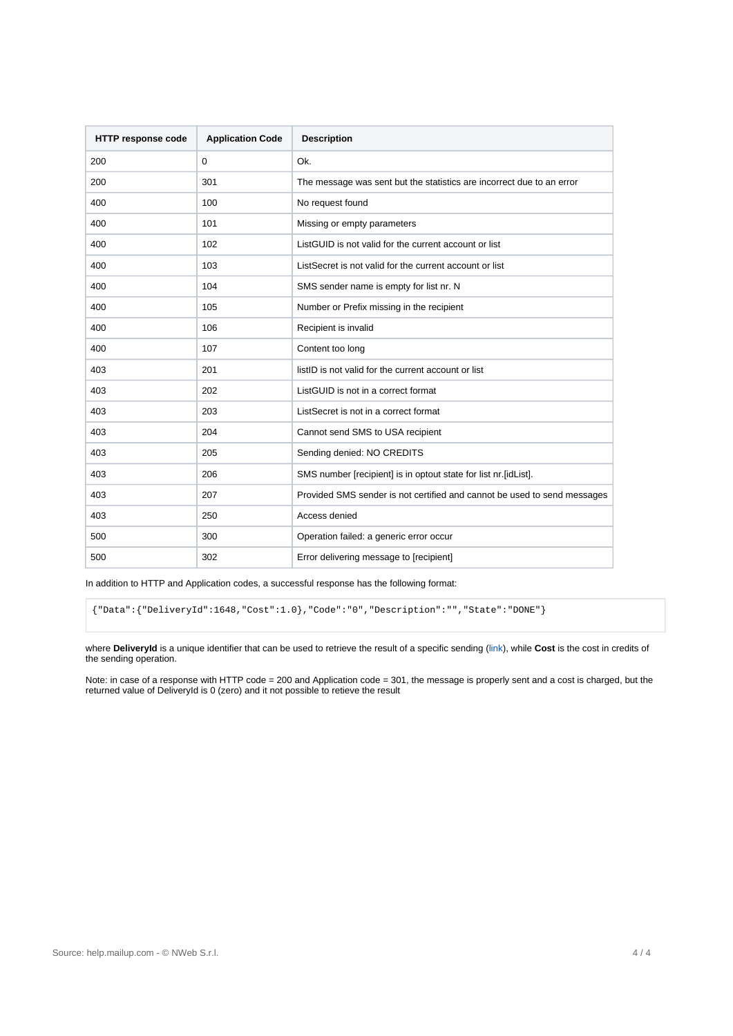| HTTP response code | Application Code | Description |
| --- | --- | --- |
| 200 | 0 | Ok. |
| 200 | 301 | The message was sent but the statistics are incorrect due to an error |
| 400 | 100 | No request found |
| 400 | 101 | Missing or empty parameters |
| 400 | 102 | ListGUID is not valid for the current account or list |
| 400 | 103 | ListSecret is not valid for the current account or list |
| 400 | 104 | SMS sender name is empty for list nr. N |
| 400 | 105 | Number or Prefix missing in the recipient |
| 400 | 106 | Recipient is invalid |
| 400 | 107 | Content too long |
| 403 | 201 | listID is not valid for the current account or list |
| 403 | 202 | ListGUID is not in a correct format |
| 403 | 203 | ListSecret is not in a correct format |
| 403 | 204 | Cannot send SMS to USA recipient |
| 403 | 205 | Sending denied: NO CREDITS |
| 403 | 206 | SMS number [recipient] is in optout state for list nr.[idList]. |
| 403 | 207 | Provided SMS sender is not certified and cannot be used to send messages |
| 403 | 250 | Access denied |
| 500 | 300 | Operation failed: a generic error occur |
| 500 | 302 | Error delivering message to [recipient] |

In addition to HTTP and Application codes, a successful response has the following format:

```
{"Data":{"DeliveryId":1648,"Cost":1.0},"Code":"0","Description":"","State":"DONE"}
```

where **DeliveryId** is a unique identifier that can be used to retrieve the result of a specific sending (link), while **Cost** is the cost in credits of the sending operation.

Note: in case of a response with HTTP code = 200 and Application code = 301, the message is properly sent and a cost is charged, but the returned value of DeliveryId is 0 (zero) and it not possible to retieve the result